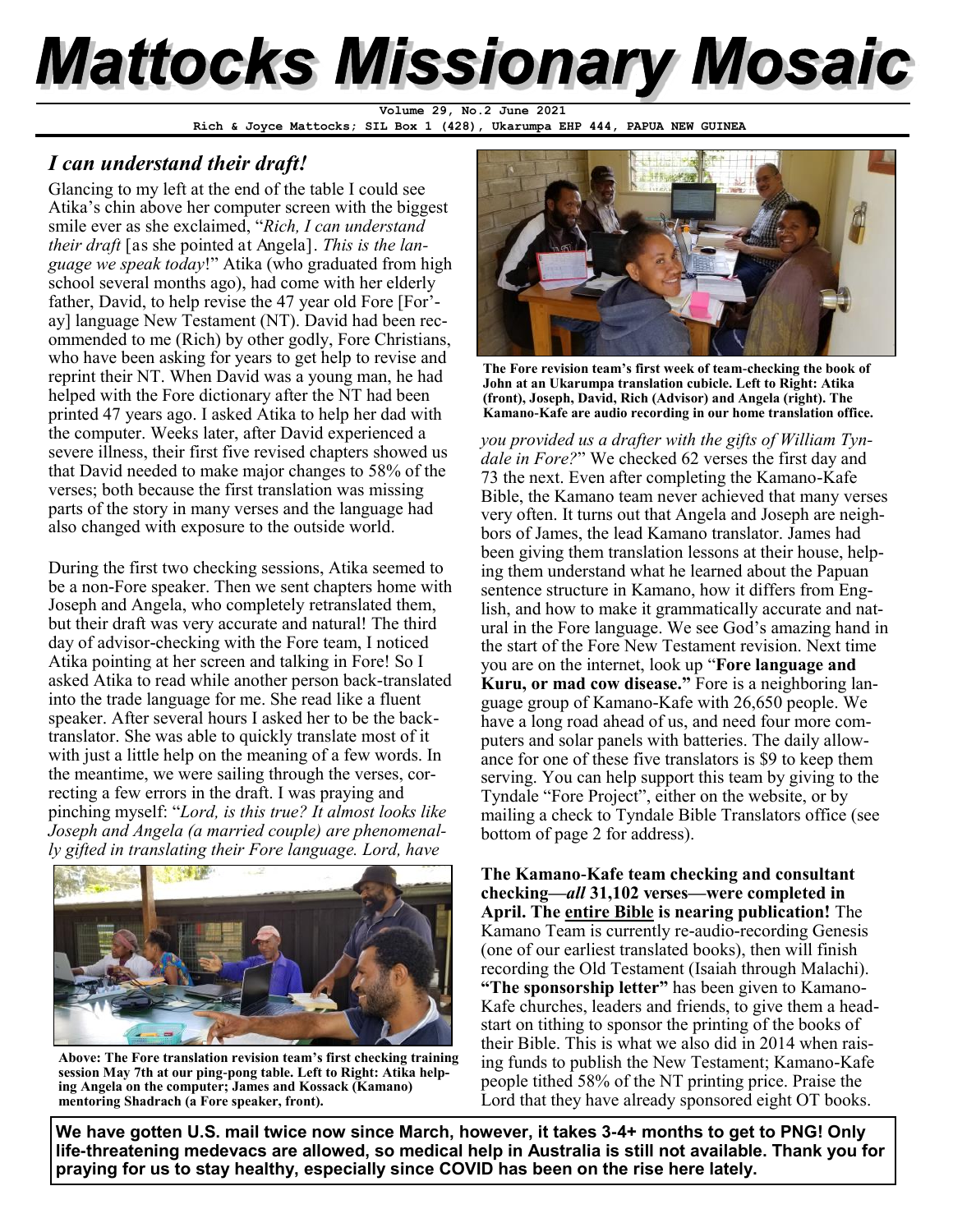# Mattocks Missionary Mosaic

**Volume 29, No.2 June 2021**
**Rich & Joyce Mattocks; SIL Box 1 (428), Ukarumpa EHP 444, PAPUA NEW GUINEA**

## *I can understand their draft!*

Glancing to my left at the end of the table I could see Atika's chin above her computer screen with the biggest smile ever as she exclaimed, "*Rich, I can understand their draft* [as she pointed at Angela]. *This is the language we speak today*!" Atika (who graduated from high school several months ago), had come with her elderly father, David, to help revise the 47 year old Fore [For'-ay] language New Testament (NT). David had been recommended to me (Rich) by other godly, Fore Christians, who have been asking for years to get help to revise and reprint their NT. When David was a young man, he had helped with the Fore dictionary after the NT had been printed 47 years ago. I asked Atika to help her dad with the computer. Weeks later, after David experienced a severe illness, their first five revised chapters showed us that David needed to make major changes to 58% of the verses; both because the first translation was missing parts of the story in many verses and the language had also changed with exposure to the outside world.

During the first two checking sessions, Atika seemed to be a non-Fore speaker. Then we sent chapters home with Joseph and Angela, who completely retranslated them, but their draft was very accurate and natural! The third day of advisor-checking with the Fore team, I noticed Atika pointing at her screen and talking in Fore! So I asked Atika to read while another person back-translated into the trade language for me. She read like a fluent speaker. After several hours I asked her to be the back-translator. She was able to quickly translate most of it with just a little help on the meaning of a few words. In the meantime, we were sailing through the verses, correcting a few errors in the draft. I was praying and pinching myself: "*Lord, is this true? It almost looks like Joseph and Angela (a married couple) are phenomenally gifted in translating their Fore language. Lord, have you provided us a drafter with the gifts of William Tyndale in Fore?*" We checked 62 verses the first day and 73 the next. Even after completing the Kamano-Kafe Bible, the Kamano team never achieved that many verses very often. It turns out that Angela and Joseph are neighbors of James, the lead Kamano translator. James had been giving them translation lessons at their house, helping them understand what he learned about the Papuan sentence structure in Kamano, how it differs from English, and how to make it grammatically accurate and natural in the Fore language. We see God's amazing hand in the start of the Fore New Testament revision. Next time you are on the internet, look up "**Fore language and Kuru, or mad cow disease.**" Fore is a neighboring language group of Kamano-Kafe with 26,650 people. We have a long road ahead of us, and need four more computers and solar panels with batteries. The daily allowance for one of these five translators is $9 to keep them serving. You can help support this team by giving to the Tyndale "Fore Project", either on the website, or by mailing a check to Tyndale Bible Translators office (see bottom of page 2 for address).

**Above: The Fore translation revision team's first checking training session May 7th at our ping-pong table. Left to Right: Atika helping Angela on the computer; James and Kossack (Kamano) mentoring Shadrach (a Fore speaker, front).**

**The Fore revision team's first week of team-checking the book of John at an Ukarumpa translation cubicle. Left to Right: Atika (front), Joseph, David, Rich (Advisor) and Angela (right). The Kamano-Kafe are audio recording in our home translation office.**

**The Kamano-Kafe team checking and consultant checking—*all* 31,102 verses—were completed in April. The entire Bible is nearing publication!** The Kamano Team is currently re-audio-recording Genesis (one of our earliest translated books), then will finish recording the Old Testament (Isaiah through Malachi). **"The sponsorship letter"** has been given to Kamano-Kafe churches, leaders and friends, to give them a head-start on tithing to sponsor the printing of the books of their Bible. This is what we also did in 2014 when raising funds to publish the New Testament; Kamano-Kafe people tithed 58% of the NT printing price. Praise the Lord that they have already sponsored eight OT books.

**We have gotten U.S. mail twice now since March, however, it takes 3-4+ months to get to PNG! Only life-threatening medevacs are allowed, so medical help in Australia is still not available. Thank you for praying for us to stay healthy, especially since COVID has been on the rise here lately.**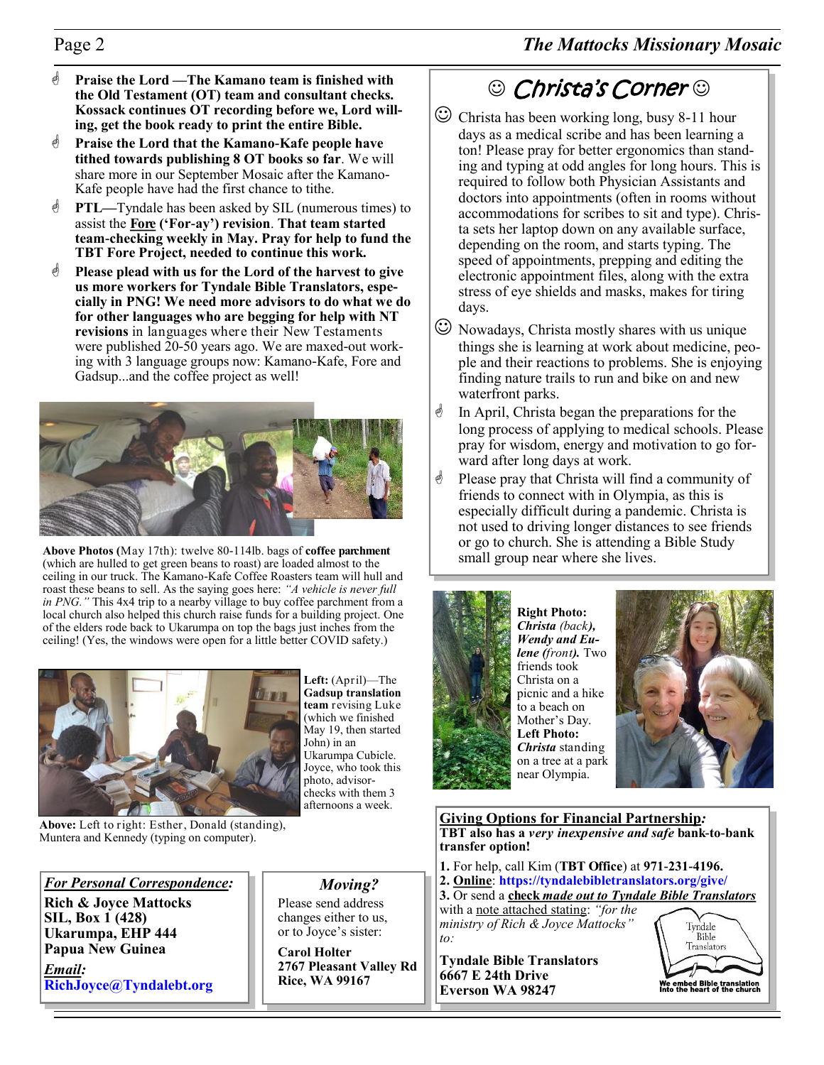- **Praise the Lord —The Kamano team is finished with the Old Testament (OT) team and consultant checks. Kossack continues OT recording before we, Lord willing, get the book ready to print the entire Bible.**
- **Praise the Lord that the Kamano-Kafe people have tithed towards publishing 8 OT books so far**. We will share more in our September Mosaic after the Kamano-Kafe people have had the first chance to tithe.
- **PTL—**Tyndale has been asked by SIL (numerous times) to assist the **Fore ('For-ay') revision**. **That team started team-checking weekly in May. Pray for help to fund the TBT Fore Project, needed to continue this work.**
- **Please plead with us for the Lord of the harvest to give us more workers for Tyndale Bible Translators, especially in PNG! We need more advisors to do what we do for other languages who are begging for help with NT revisions** in languages where their New Testaments were published 20-50 years ago. We are maxed-out working with 3 language groups now: Kamano-Kafe, Fore and Gadsup...and the coffee project as well!

**Above Photos** (May 17th): twelve 80-114lb. bags of **coffee parchment** (which are hulled to get green beans to roast) are loaded almost to the ceiling in our truck. The Kamano-Kafe Coffee Roasters team will hull and roast these beans to sell. As the saying goes here: *"A vehicle is never full in PNG."* This 4x4 trip to a nearby village to buy coffee parchment from a local church also helped this church raise funds for a building project. One of the elders rode back to Ukarumpa on top the bags just inches from the ceiling! (Yes, the windows were open for a little better COVID safety.)

**Left:** (April)—The **Gadsup translation team** revising Luke (which we finished May 19, then started John) in an Ukarumpa Cubicle. Joyce, who took this photo, advisor-checks with them 3 afternoons a week.

**Above:** Left to right: Esther, Donald (standing), Muntera and Kennedy (typing on computer).

## ☺ Christa's Corner ☺

- ☺ Christa has been working long, busy 8-11 hour days as a medical scribe and has been learning a ton! Please pray for better ergonomics than standing and typing at odd angles for long hours. This is required to follow both Physician Assistants and doctors into appointments (often in rooms without accommodations for scribes to sit and type). Christa sets her laptop down on any available surface, depending on the room, and starts typing. The speed of appointments, prepping and editing the electronic appointment files, along with the extra stress of eye shields and masks, makes for tiring days.
- ☺ Nowadays, Christa mostly shares with us unique things she is learning at work about medicine, people and their reactions to problems. She is enjoying finding nature trails to run and bike on and new waterfront parks.
- In April, Christa began the preparations for the long process of applying to medical schools. Please pray for wisdom, energy and motivation to go forward after long days at work.
- Please pray that Christa will find a community of friends to connect with in Olympia, as this is especially difficult during a pandemic. Christa is not used to driving longer distances to see friends or go to church. She is attending a Bible Study small group near where she lives.

**Right Photo:** ***Christa** (back)**, Wendy and Eulene** (front).* Two friends took Christa on a picnic and a hike to a beach on Mother's Day. **Left Photo:** ***Christa*** standing on a tree at a park near Olympia.

### *For Personal Correspondence:*

**Rich & Joyce Mattocks**
**SIL, Box 1 (428)**
**Ukarumpa, EHP 444**
**Papua New Guinea**

***Email:***
**RichJoyce@Tyndalebt.org**

### *Moving?*

Please send address changes either to us, or to Joyce's sister:

**Carol Holter**
**2767 Pleasant Valley Rd**
**Rice, WA 99167**

### Giving Options for Financial Partnership*:*

**TBT also has a *very inexpensive and safe* bank-to-bank transfer option!**

**1.** For help, call Kim (**TBT Office**) at **971-231-4196.**
**2. Online**: **https://tyndalebibletranslators.org/give/**
**3.** Or send a **check *made out to Tyndale Bible Translators*** with a note attached stating: *"for the ministry of Rich & Joyce Mattocks" to:*

**Tyndale Bible Translators**
**6667 E 24th Drive**
**Everson WA 98247**

Tyndale Bible Translators
We embed Bible translation into the heart of the church